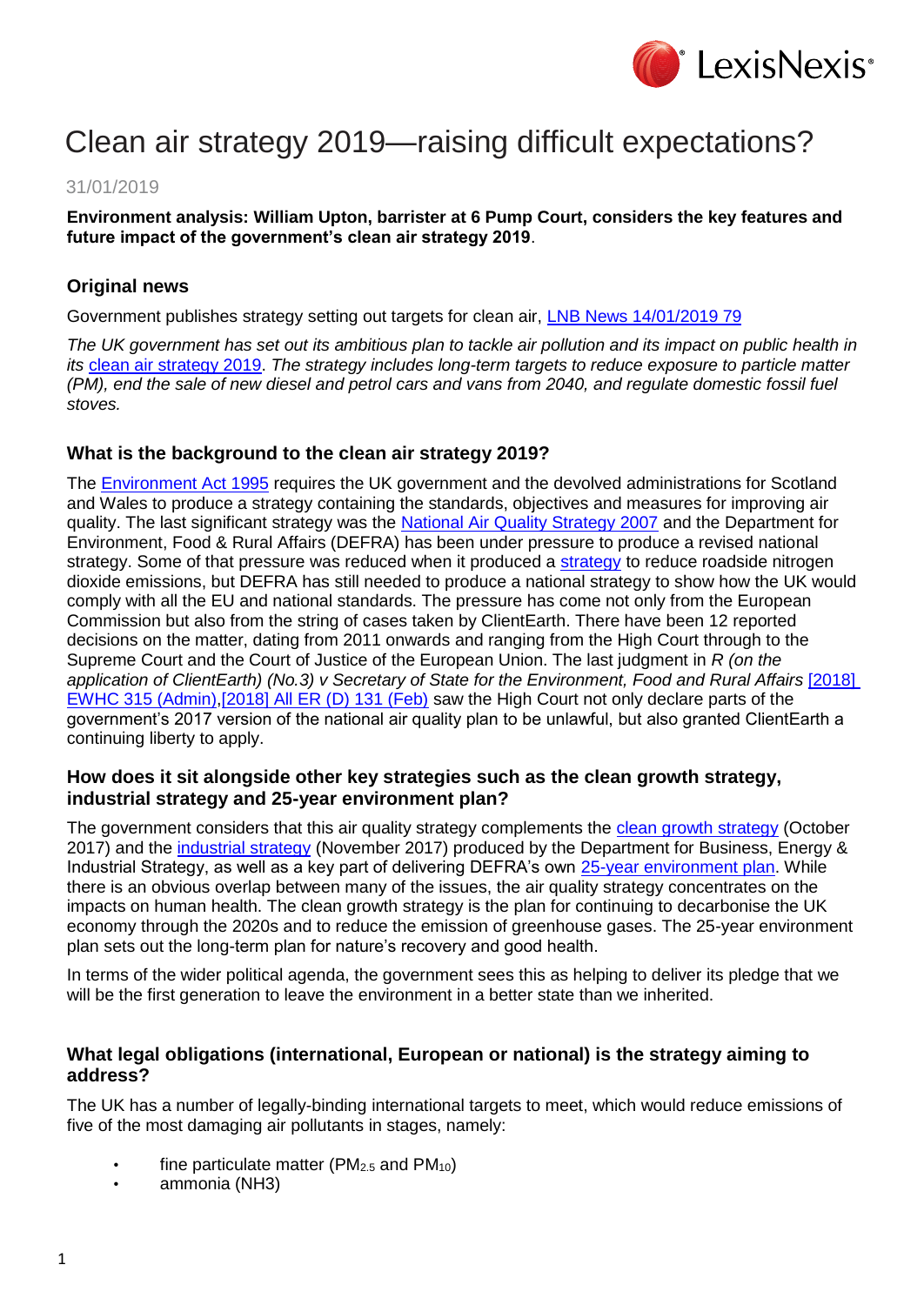# Clean air strategy 2019—raising difficult expectations?

31/01/2019

**Environment analysis: William Upton, barrister at 6 Pump Court, considers the key features and future impact of the government's clean air strategy 2019**.

## Original news

Government publishes strategy setting out targets for clean air, LNB News 14/01/2019 79

*The UK government has set out its ambitious plan to tackle air pollution and its impact on public health in its* clean air strategy 2019*. The strategy includes long-term targets to reduce exposure to particle matter (PM), end the sale of new diesel and petrol cars and vans from 2040, and regulate domestic fossil fuel stoves.*

## What is the background to the clean air strategy 2019?

The Environment Act 1995 requires the UK government and the devolved administrations for Scotland and Wales to produce a strategy containing the standards, objectives and measures for improving air quality. The last significant strategy was the National Air Quality Strategy 2007 and the Department for Environment, Food & Rural Affairs (DEFRA) has been under pressure to produce a revised national strategy. Some of that pressure was reduced when it produced a strategy to reduce roadside nitrogen dioxide emissions, but DEFRA has still needed to produce a national strategy to show how the UK would comply with all the EU and national standards. The pressure has come not only from the European Commission but also from the string of cases taken by ClientEarth. There have been 12 reported decisions on the matter, dating from 2011 onwards and ranging from the High Court through to the Supreme Court and the Court of Justice of the European Union. The last judgment in *R (on the application of ClientEarth) (No.3) v Secretary of State for the Environment, Food and Rural Affairs* [2018] EWHC 315 (Admin),[2018] All ER (D) 131 (Feb) saw the High Court not only declare parts of the government's 2017 version of the national air quality plan to be unlawful, but also granted ClientEarth a continuing liberty to apply.

## How does it sit alongside other key strategies such as the clean growth strategy, industrial strategy and 25-year environment plan?

The government considers that this air quality strategy complements the clean growth strategy (October 2017) and the industrial strategy (November 2017) produced by the Department for Business, Energy & Industrial Strategy, as well as a key part of delivering DEFRA's own 25-year environment plan. While there is an obvious overlap between many of the issues, the air quality strategy concentrates on the impacts on human health. The clean growth strategy is the plan for continuing to decarbonise the UK economy through the 2020s and to reduce the emission of greenhouse gases. The 25-year environment plan sets out the long-term plan for nature's recovery and good health.

In terms of the wider political agenda, the government sees this as helping to deliver its pledge that we will be the first generation to leave the environment in a better state than we inherited.

## What legal obligations (international, European or national) is the strategy aiming to address?

The UK has a number of legally-binding international targets to meet, which would reduce emissions of five of the most damaging air pollutants in stages, namely:

- fine particulate matter ($PM_{2.5}$ and $PM_{10}$)
- ammonia ($NH_3$)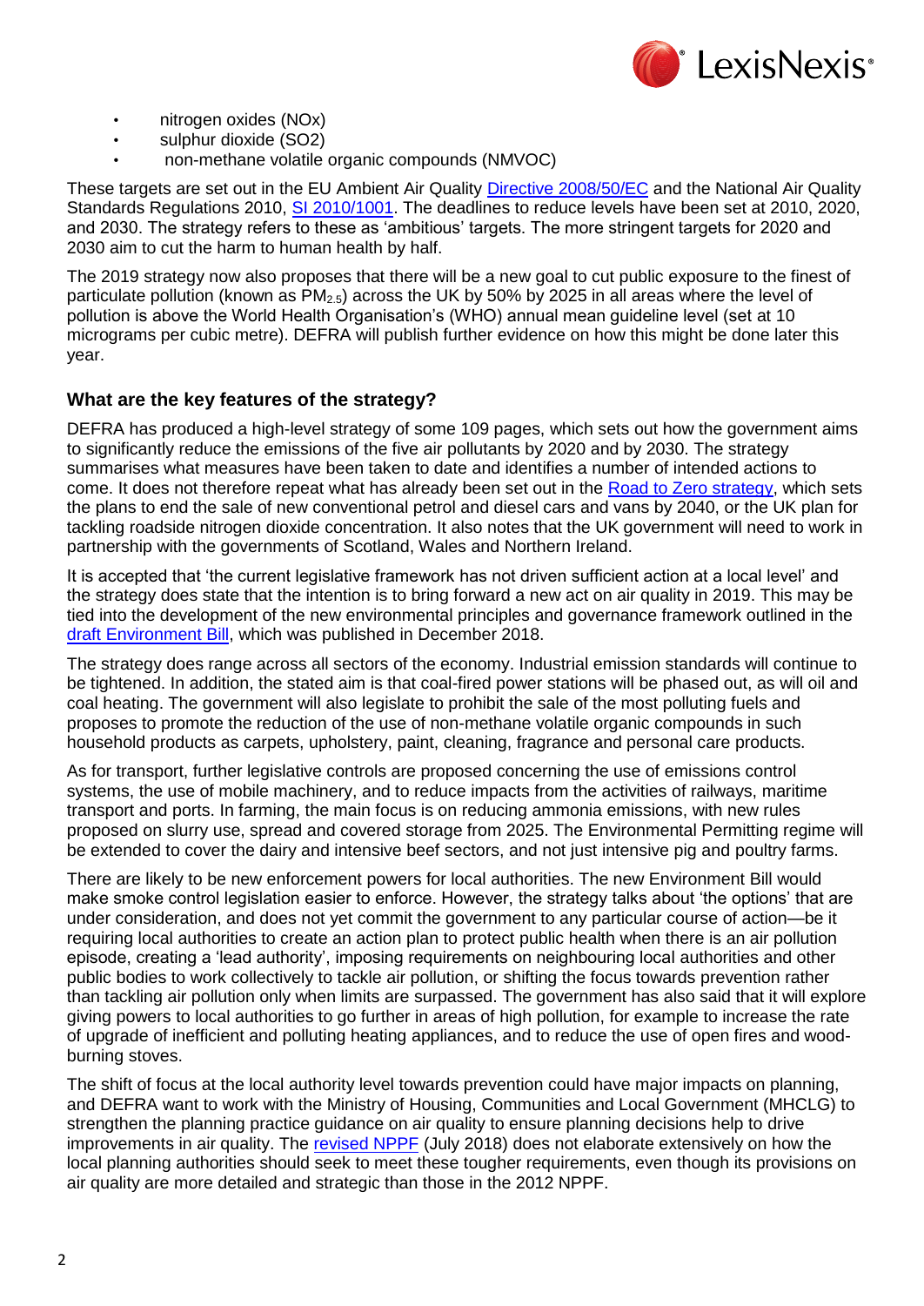- nitrogen oxides (NOx)
- sulphur dioxide (SO2)
- non-methane volatile organic compounds (NMVOC)

These targets are set out in the EU Ambient Air Quality [Directive 2008/50/EC] and the National Air Quality Standards Regulations 2010, [SI 2010/1001]. The deadlines to reduce levels have been set at 2010, 2020, and 2030. The strategy refers to these as 'ambitious' targets. The more stringent targets for 2020 and 2030 aim to cut the harm to human health by half.

The 2019 strategy now also proposes that there will be a new goal to cut public exposure to the finest of particulate pollution (known as $PM_{2.5}$) across the UK by 50% by 2025 in all areas where the level of pollution is above the World Health Organisation's (WHO) annual mean guideline level (set at 10 micrograms per cubic metre). DEFRA will publish further evidence on how this might be done later this year.

### What are the key features of the strategy?

DEFRA has produced a high-level strategy of some 109 pages, which sets out how the government aims to significantly reduce the emissions of the five air pollutants by 2020 and by 2030. The strategy summarises what measures have been taken to date and identifies a number of intended actions to come. It does not therefore repeat what has already been set out in the [Road to Zero strategy], which sets the plans to end the sale of new conventional petrol and diesel cars and vans by 2040, or the UK plan for tackling roadside nitrogen dioxide concentration. It also notes that the UK government will need to work in partnership with the governments of Scotland, Wales and Northern Ireland.

It is accepted that 'the current legislative framework has not driven sufficient action at a local level' and the strategy does state that the intention is to bring forward a new act on air quality in 2019. This may be tied into the development of the new environmental principles and governance framework outlined in the [draft Environment Bill], which was published in December 2018.

The strategy does range across all sectors of the economy. Industrial emission standards will continue to be tightened. In addition, the stated aim is that coal-fired power stations will be phased out, as will oil and coal heating. The government will also legislate to prohibit the sale of the most polluting fuels and proposes to promote the reduction of the use of non-methane volatile organic compounds in such household products as carpets, upholstery, paint, cleaning, fragrance and personal care products.

As for transport, further legislative controls are proposed concerning the use of emissions control systems, the use of mobile machinery, and to reduce impacts from the activities of railways, maritime transport and ports. In farming, the main focus is on reducing ammonia emissions, with new rules proposed on slurry use, spread and covered storage from 2025. The Environmental Permitting regime will be extended to cover the dairy and intensive beef sectors, and not just intensive pig and poultry farms.

There are likely to be new enforcement powers for local authorities. The new Environment Bill would make smoke control legislation easier to enforce. However, the strategy talks about 'the options' that are under consideration, and does not yet commit the government to any particular course of action—be it requiring local authorities to create an action plan to protect public health when there is an air pollution episode, creating a 'lead authority', imposing requirements on neighbouring local authorities and other public bodies to work collectively to tackle air pollution, or shifting the focus towards prevention rather than tackling air pollution only when limits are surpassed. The government has also said that it will explore giving powers to local authorities to go further in areas of high pollution, for example to increase the rate of upgrade of inefficient and polluting heating appliances, and to reduce the use of open fires and wood-burning stoves.

The shift of focus at the local authority level towards prevention could have major impacts on planning, and DEFRA want to work with the Ministry of Housing, Communities and Local Government (MHCLG) to strengthen the planning practice guidance on air quality to ensure planning decisions help to drive improvements in air quality. The [revised NPPF] (July 2018) does not elaborate extensively on how the local planning authorities should seek to meet these tougher requirements, even though its provisions on air quality are more detailed and strategic than those in the 2012 NPPF.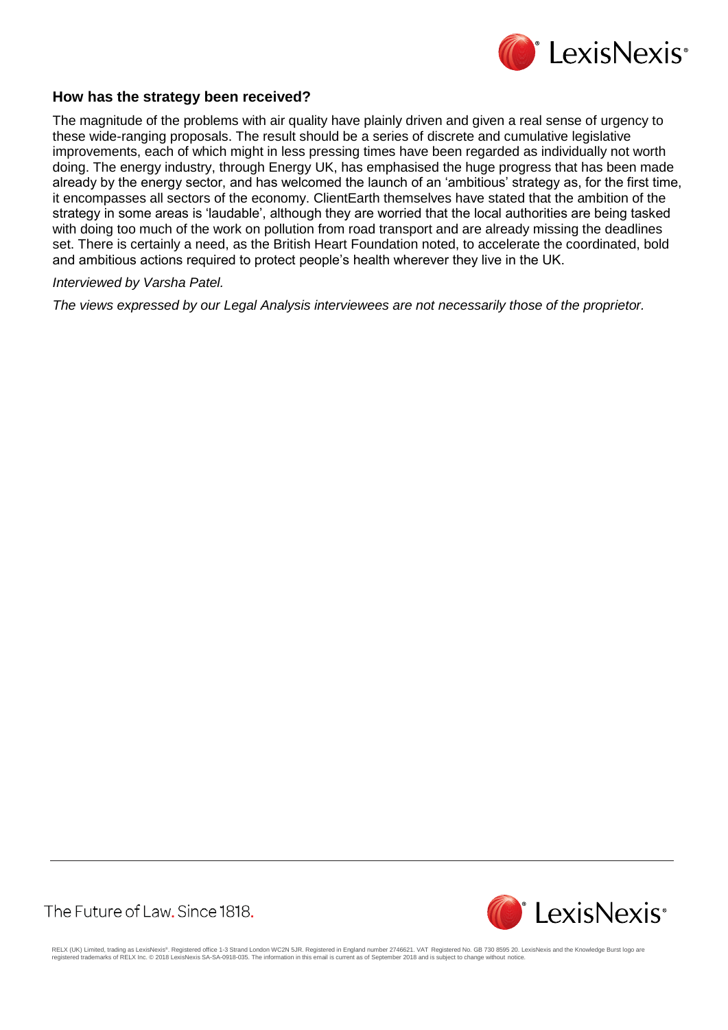### How has the strategy been received?

The magnitude of the problems with air quality have plainly driven and given a real sense of urgency to these wide-ranging proposals. The result should be a series of discrete and cumulative legislative improvements, each of which might in less pressing times have been regarded as individually not worth doing. The energy industry, through Energy UK, has emphasised the huge progress that has been made already by the energy sector, and has welcomed the launch of an 'ambitious' strategy as, for the first time, it encompasses all sectors of the economy. ClientEarth themselves have stated that the ambition of the strategy in some areas is 'laudable', although they are worried that the local authorities are being tasked with doing too much of the work on pollution from road transport and are already missing the deadlines set. There is certainly a need, as the British Heart Foundation noted, to accelerate the coordinated, bold and ambitious actions required to protect people's health wherever they live in the UK.

*Interviewed by Varsha Patel.*

*The views expressed by our Legal Analysis interviewees are not necessarily those of the proprietor.*